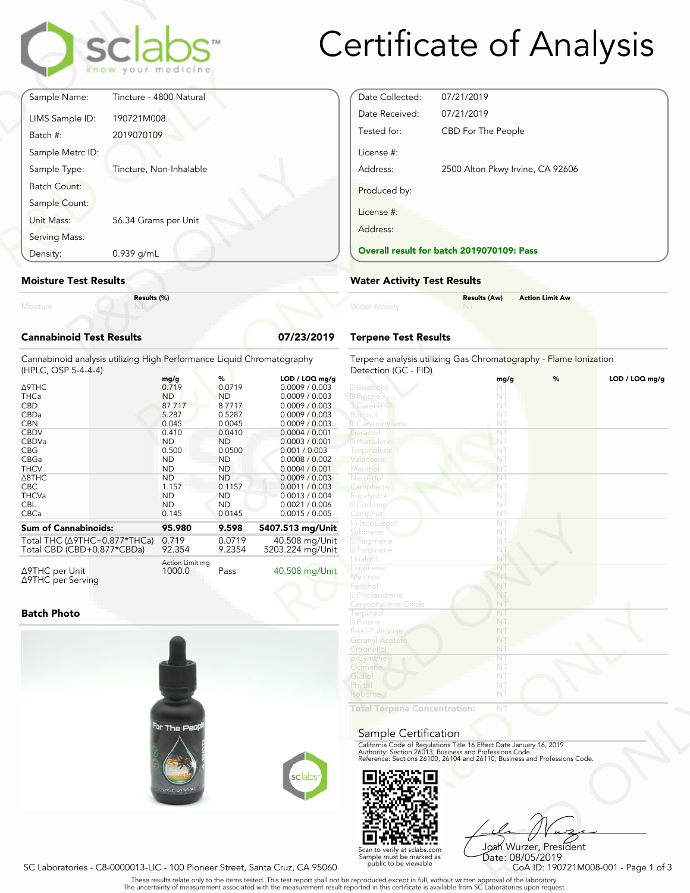# Certificate of Analysis

sclabs — know your medicine

| | |
|---|---|
| Sample Name: | Tincture - 4800 Natural |
| LIMS Sample ID: | 190721M008 |
| Batch #: | 2019070109 |
| Sample Metrc ID: | |
| Sample Type: | Tincture, Non-Inhalable |
| Batch Count: | |
| Sample Count: | |
| Unit Mass: | 56.34 Grams per Unit |
| Serving Mass: | |
| Density: | 0.939 g/mL |

| | |
|---|---|
| Date Collected: | 07/21/2019 |
| Date Received: | 07/21/2019 |
| Tested for: | CBD For The People |
| License #: | |
| Address: | 2500 Alton Pkwy Irvine, CA 92606 |
| Produced by: | |
| License #: | |
| Address: | |

**Overall result for batch 2019070109: Pass**

## Moisture Test Results

| | Results (%) |
|---|---|
| Moisture | NT |

## Water Activity Test Results

| | Results (Aw) | Action Limit Aw |
|---|---|---|
| Water Activity | NT | |

## Cannabinoid Test Results 07/23/2019

Cannabinoid analysis utilizing High Performance Liquid Chromatography (HPLC, QSP 5-4-4-4)

| | mg/g | % | LOD / LOQ mg/g |
|---|---|---|---|
| Δ9THC | 0.719 | 0.0719 | 0.0009 / 0.003 |
| THCa | ND | ND | 0.0009 / 0.003 |
| CBD | 87.717 | 8.7717 | 0.0009 / 0.003 |
| CBDa | 5.287 | 0.5287 | 0.0009 / 0.003 |
| CBN | 0.045 | 0.0045 | 0.0009 / 0.003 |
| CBDV | 0.410 | 0.0410 | 0.0004 / 0.001 |
| CBDVa | ND | ND | 0.0003 / 0.001 |
| CBG | 0.500 | 0.0500 | 0.001 / 0.003 |
| CBGa | ND | ND | 0.0008 / 0.002 |
| THCV | ND | ND | 0.0004 / 0.001 |
| Δ8THC | ND | ND | 0.0009 / 0.003 |
| CBC | 1.157 | 0.1157 | 0.0011 / 0.003 |
| THCVa | ND | ND | 0.0013 / 0.004 |
| CBL | ND | ND | 0.0021 / 0.006 |
| CBCa | 0.145 | 0.0145 | 0.0015 / 0.005 |
| **Sum of Cannabinoids:** | **95.980** | **9.598** | **5407.513 mg/Unit** |
| Total THC (Δ9THC+0.877*THCa) | 0.719 | 0.0719 | 40.508 mg/Unit |
| Total CBD (CBD+0.877*CBDa) | 92.354 | 9.2354 | 5203.224 mg/Unit |

| | Action Limit mg | | |
|---|---|---|---|
| Δ9THC per Unit | 1000.0 | Pass | 40.508 mg/Unit |
| Δ9THC per Serving | | | |

## Terpene Test Results

Terpene analysis utilizing Gas Chromatography - Flame Ionization Detection (GC - FID)

| | mg/g | % | LOD / LOQ mg/g |
|---|---|---|---|
| Bisabolol | NT | | |
| Pinene | NT | | |
| 3 Carene | NT | | |
| Borneol | NT | | |
| Caryophyllene | NT | | |
| Geraniol | NT | | |
| Humulene | NT | | |
| Terpinolene | NT | | |
| Valencene | NT | | |
| Menthol | NT | | |
| Nerolidol | NT | | |
| Camphene | NT | | |
| Eucalyptol | NT | | |
| Cedrene | NT | | |
| Camphor | NT | | |
| (-)-Isopulegol | NT | | |
| Sabinene | NT | | |
| Terpinene | NT | | |
| Terpinene | NT | | |
| Linalool | NT | | |
| Limonene | NT | | |
| Myrcene | NT | | |
| Fenchol | NT | | |
| Phellandrene | NT | | |
| Caryophyllene Oxide | NT | | |
| Terpineol | NT | | |
| Pinene | NT | | |
| R-(+)-Pulegone | NT | | |
| Geranyl Acetate | NT | | |
| Citronellol | NT | | |
| p-Cymene | NT | | |
| Ocimene | NT | | |
| Guaiol | NT | | |
| Phytol | NT | | |
| Isoborneol | NT | | |
| **Total Terpene Concentration:** | NT | | |

## Batch Photo

## Sample Certification

California Code of Regulations Title 16 Effect Date January 16, 2019
Authority: Section 26013, Business and Professions Code.
Reference: Sections 26100, 26104 and 26110, Business and Professions Code.

Scan to verify at sclabs.com
Sample must be marked as public to be viewable

Josh Wurzer, President
Date: 08/05/2019

SC Laboratories - C8-0000013-LIC - 100 Pioneer Street, Santa Cruz, CA 95060

CoA ID: 190721M008-001

These results relate only to the items tested. This test report shall not be reproduced except in full, without written approval of the laboratory.
The uncertainty of measurement associated with the measurement result reported in this certificate is available from SC Laboratories upon request.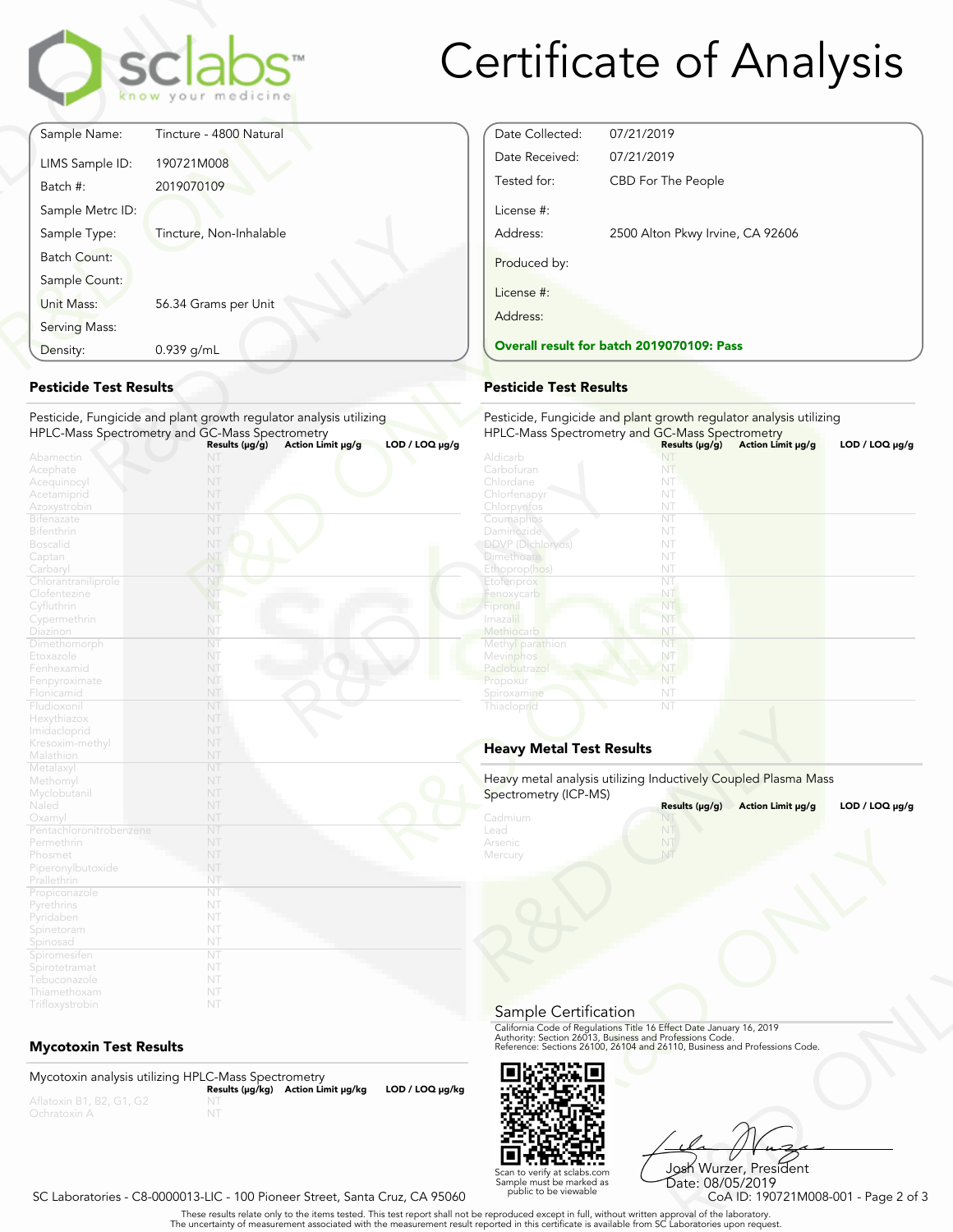# Certificate of Analysis

| | |
|---|---|
| Sample Name: | Tincture - 4800 Natural |
| LIMS Sample ID: | 190721M008 |
| Batch #: | 2019070109 |
| Sample Metrc ID: | |
| Sample Type: | Tincture, Non-Inhalable |
| Batch Count: | |
| Sample Count: | |
| Unit Mass: | 56.34 Grams per Unit |
| Serving Mass: | |
| Density: | 0.939 g/mL |

| | |
|---|---|
| Date Collected: | 07/21/2019 |
| Date Received: | 07/21/2019 |
| Tested for: | CBD For The People |
| License #: | |
| Address: | 2500 Alton Pkwy Irvine, CA 92606 |
| Produced by: | |
| License #: | |
| Address: | |

**Overall result for batch 2019070109: Pass**

## Pesticide Test Results

Pesticide, Fungicide and plant growth regulator analysis utilizing HPLC-Mass Spectrometry and GC-Mass Spectrometry

| | Results (µg/g) | Action Limit µg/g | LOD / LOQ µg/g |
|---|---|---|---|
| Abamectin | NT | | |
| Acephate | NT | | |
| Acequinocyl | NT | | |
| Acetamiprid | NT | | |
| Azoxystrobin | NT | | |
| Bifenazate | NT | | |
| Bifenthrin | NT | | |
| Boscalid | NT | | |
| Captan | NT | | |
| Carbaryl | NT | | |
| Chlorantraniliprole | NT | | |
| Clofentezine | NT | | |
| Cyfluthrin | NT | | |
| Cypermethrin | NT | | |
| Diazinon | NT | | |
| Dimethomorph | NT | | |
| Etoxazole | NT | | |
| Fenhexamid | NT | | |
| Fenpyroximate | NT | | |
| Flonicamid | NT | | |
| Fludioxonil | NT | | |
| Hexythiazox | NT | | |
| Imidacloprid | NT | | |
| Kresoxim-methyl | NT | | |
| Malathion | NT | | |
| Metalaxyl | NT | | |
| Methomyl | NT | | |
| Myclobutanil | NT | | |
| Naled | NT | | |
| Oxamyl | NT | | |
| Pentachloronitrobenzene | NT | | |
| Permethrin | NT | | |
| Phosmet | NT | | |
| Piperonylbutoxide | NT | | |
| Prallethrin | NT | | |
| Propiconazole | NT | | |
| Pyrethrins | NT | | |
| Pyridaben | NT | | |
| Spinetoram | NT | | |
| Spinosad | NT | | |
| Spiromesifen | NT | | |
| Spirotetramat | NT | | |
| Tebuconazole | NT | | |
| Thiamethoxam | NT | | |
| Trifloxystrobin | NT | | |

## Pesticide Test Results

Pesticide, Fungicide and plant growth regulator analysis utilizing HPLC-Mass Spectrometry and GC-Mass Spectrometry

| | Results (µg/g) | Action Limit µg/g | LOD / LOQ µg/g |
|---|---|---|---|
| Aldicarb | NT | | |
| Carbofuran | NT | | |
| Chlordane | NT | | |
| Chlorfenapyr | NT | | |
| Chlorpyrifos | NT | | |
| Coumaphos | NT | | |
| Daminozide | NT | | |
| DDVP (Dichlorvos) | NT | | |
| Dimethoate | NT | | |
| Ethoprop(hos) | NT | | |
| Etofenprox | NT | | |
| Fenoxycarb | NT | | |
| Fipronil | NT | | |
| Imazalil | NT | | |
| Methiocarb | NT | | |
| Methyl parathion | NT | | |
| Mevinphos | NT | | |
| Paclobutrazol | NT | | |
| Propoxur | NT | | |
| Spiroxamine | NT | | |
| Thiacloprid | NT | | |

## Heavy Metal Test Results

Heavy metal analysis utilizing Inductively Coupled Plasma Mass Spectrometry (ICP-MS)

| | Results (µg/g) | Action Limit µg/g | LOD / LOQ µg/g |
|---|---|---|---|
| Cadmium | NT | | |
| Lead | NT | | |
| Arsenic | NT | | |
| Mercury | NT | | |

## Mycotoxin Test Results

Mycotoxin analysis utilizing HPLC-Mass Spectrometry

| | Results (µg/kg) | Action Limit µg/kg | LOD / LOQ µg/kg |
|---|---|---|---|
| Aflatoxin B1, B2, G1, G2 | NT | | |
| Ochratoxin A | NT | | |

## Sample Certification

California Code of Regulations Title 16 Effect Date January 16, 2019
Authority: Section 26013, Business and Professions Code.
Reference: Sections 26100, 26104 and 26110, Business and Professions Code.

Scan to verify at sclabs.com
Sample must be marked as public to be viewable

Josh Wurzer, President
Date: 08/05/2019

SC Laboratories - C8-0000013-LIC - 100 Pioneer Street, Santa Cruz, CA 95060

CoA ID: 190721M008-001

These results relate only to the items tested. This test report shall not be reproduced except in full, without written approval of the laboratory.
The uncertainty of measurement associated with the measurement result reported in this certificate is available from SC Laboratories upon request.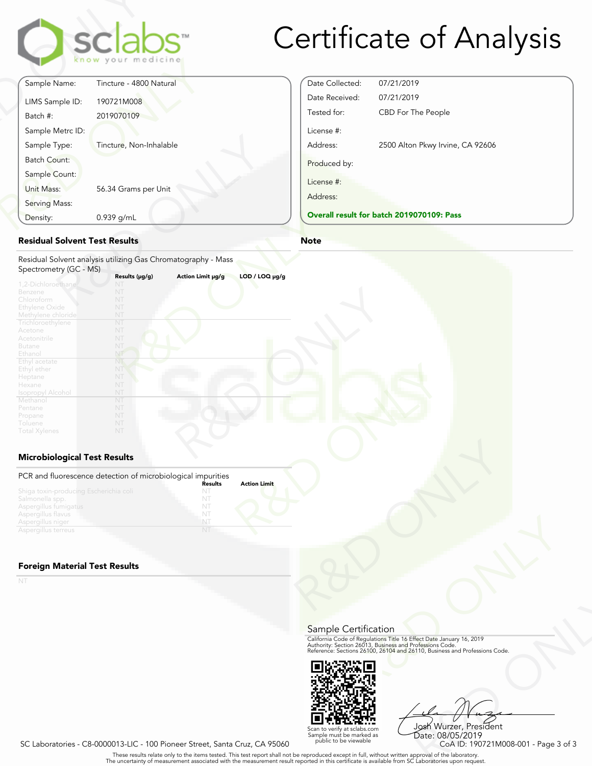# Certificate of Analysis

| | |
|---|---|
| Sample Name: | Tincture - 4800 Natural |
| LIMS Sample ID: | 190721M008 |
| Batch #: | 2019070109 |
| Sample Metrc ID: | |
| Sample Type: | Tincture, Non-Inhalable |
| Batch Count: | |
| Sample Count: | |
| Unit Mass: | 56.34 Grams per Unit |
| Serving Mass: | |
| Density: | 0.939 g/mL |

| | |
|---|---|
| Date Collected: | 07/21/2019 |
| Date Received: | 07/21/2019 |
| Tested for: | CBD For The People |
| License #: | |
| Address: | 2500 Alton Pkwy Irvine, CA 92606 |
| Produced by: | |
| License #: | |
| Address: | |

**Overall result for batch 2019070109: Pass**

## Residual Solvent Test Results

Residual Solvent analysis utilizing Gas Chromatography - Mass Spectrometry (GC - MS)

| | Results (µg/g) | Action Limit µg/g | LOD / LOQ µg/g |
|---|---|---|---|
| 1,2-Dichloroethane | NT | | |
| Benzene | NT | | |
| Chloroform | NT | | |
| Ethylene Oxide | NT | | |
| Methylene chloride | NT | | |
| Trichloroethylene | NT | | |
| Acetone | NT | | |
| Acetonitrile | NT | | |
| Butane | NT | | |
| Ethanol | NT | | |
| Ethyl acetate | NT | | |
| Ethyl ether | NT | | |
| Heptane | NT | | |
| Hexane | NT | | |
| Isopropyl Alcohol | NT | | |
| Methanol | NT | | |
| Pentane | NT | | |
| Propane | NT | | |
| Toluene | NT | | |
| Total Xylenes | NT | | |

## Note

## Microbiological Test Results

PCR and fluorescence detection of microbiological impurities

| | Results | Action Limit |
|---|---|---|
| Shiga toxin-producing Escherichia coli | NT | |
| Salmonella spp. | NT | |
| Aspergillus fumigatus | NT | |
| Aspergillus flavus | NT | |
| Aspergillus niger | NT | |
| Aspergillus terreus | NT | |

## Foreign Material Test Results

NT

## Sample Certification

California Code of Regulations Title 16 Effect Date January 16, 2019
Authority: Section 26013, Business and Professions Code.
Reference: Sections 26100, 26104 and 26110, Business and Professions Code.

Scan to verify at sclabs.com
Sample must be marked as public to be viewable

Josh Wurzer, President
Date: 08/05/2019

SC Laboratories - C8-0000013-LIC - 100 Pioneer Street, Santa Cruz, CA 95060

CoA ID: 190721M008-001

These results relate only to the items tested. This test report shall not be reproduced except in full, without written approval of the laboratory.
The uncertainty of measurement associated with the measurement result reported in this certificate is available from SC Laboratories upon request.